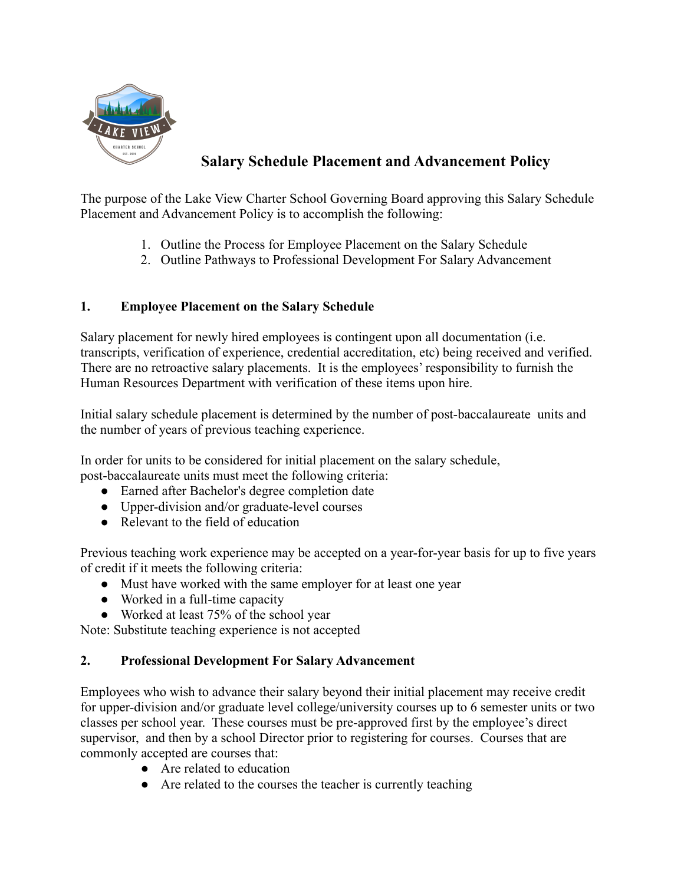# Salary Schedule Placement and Advancement Policy

The purpose of the Lake View Charter School Governing Board approving this Salary Schedule Placement and Advancement Policy is to accomplish the following:

1. Outline the Process for Employee Placement on the Salary Schedule
2. Outline Pathways to Professional Development For Salary Advancement

## 1. Employee Placement on the Salary Schedule

Salary placement for newly hired employees is contingent upon all documentation (i.e. transcripts, verification of experience, credential accreditation, etc) being received and verified. There are no retroactive salary placements. It is the employees' responsibility to furnish the Human Resources Department with verification of these items upon hire.

Initial salary schedule placement is determined by the number of post-baccalaureate units and the number of years of previous teaching experience.

In order for units to be considered for initial placement on the salary schedule, post-baccalaureate units must meet the following criteria:

- Earned after Bachelor's degree completion date
- Upper-division and/or graduate-level courses
- Relevant to the field of education

Previous teaching work experience may be accepted on a year-for-year basis for up to five years of credit if it meets the following criteria:

- Must have worked with the same employer for at least one year
- Worked in a full-time capacity
- Worked at least 75% of the school year

Note: Substitute teaching experience is not accepted

## 2. Professional Development For Salary Advancement

Employees who wish to advance their salary beyond their initial placement may receive credit for upper-division and/or graduate level college/university courses up to 6 semester units or two classes per school year. These courses must be pre-approved first by the employee's direct supervisor, and then by a school Director prior to registering for courses. Courses that are commonly accepted are courses that:

- Are related to education
- Are related to the courses the teacher is currently teaching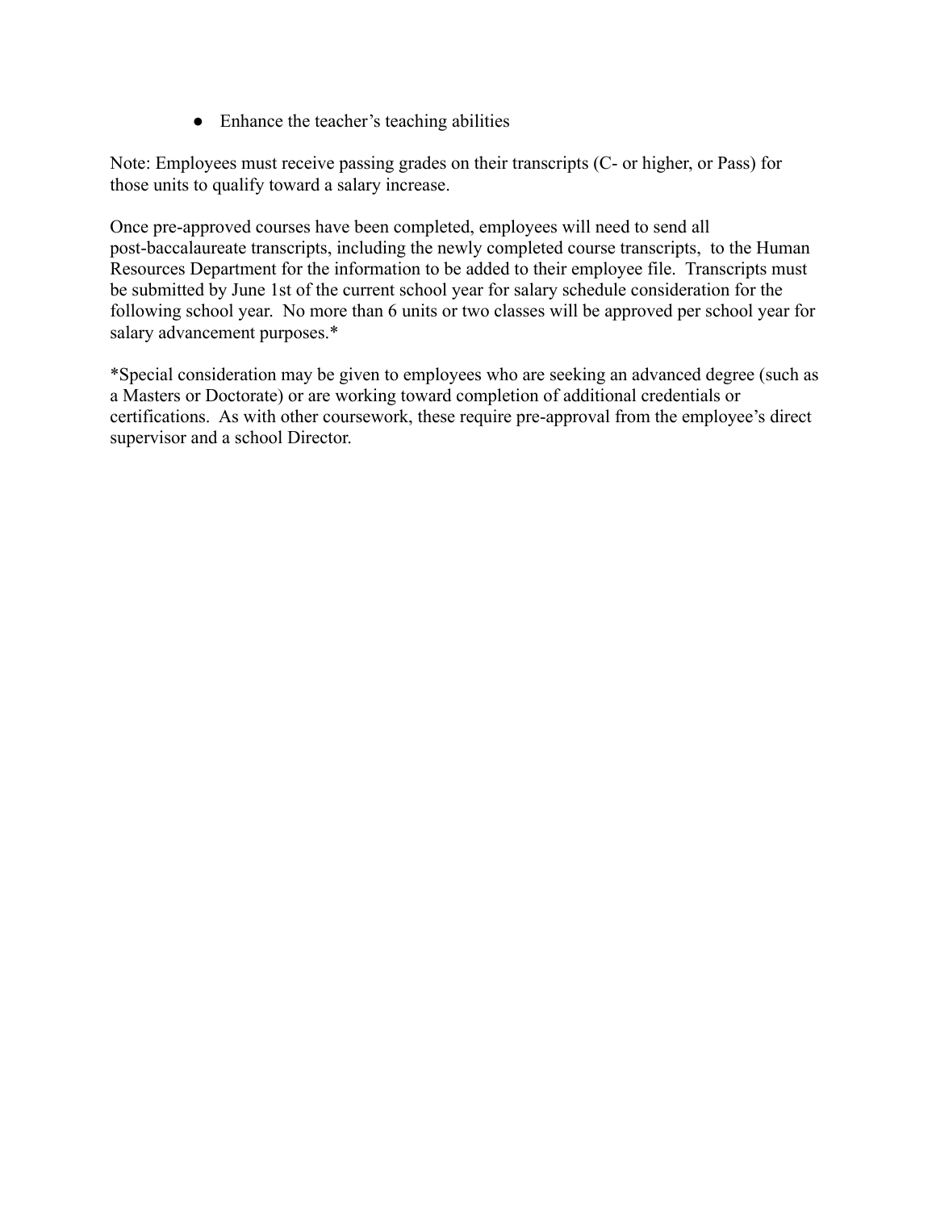- Enhance the teacher's teaching abilities

Note: Employees must receive passing grades on their transcripts (C- or higher, or Pass) for those units to qualify toward a salary increase.

Once pre-approved courses have been completed, employees will need to send all post-baccalaureate transcripts, including the newly completed course transcripts, to the Human Resources Department for the information to be added to their employee file. Transcripts must be submitted by June 1st of the current school year for salary schedule consideration for the following school year. No more than 6 units or two classes will be approved per school year for salary advancement purposes.*

*Special consideration may be given to employees who are seeking an advanced degree (such as a Masters or Doctorate) or are working toward completion of additional credentials or certifications. As with other coursework, these require pre-approval from the employee's direct supervisor and a school Director.